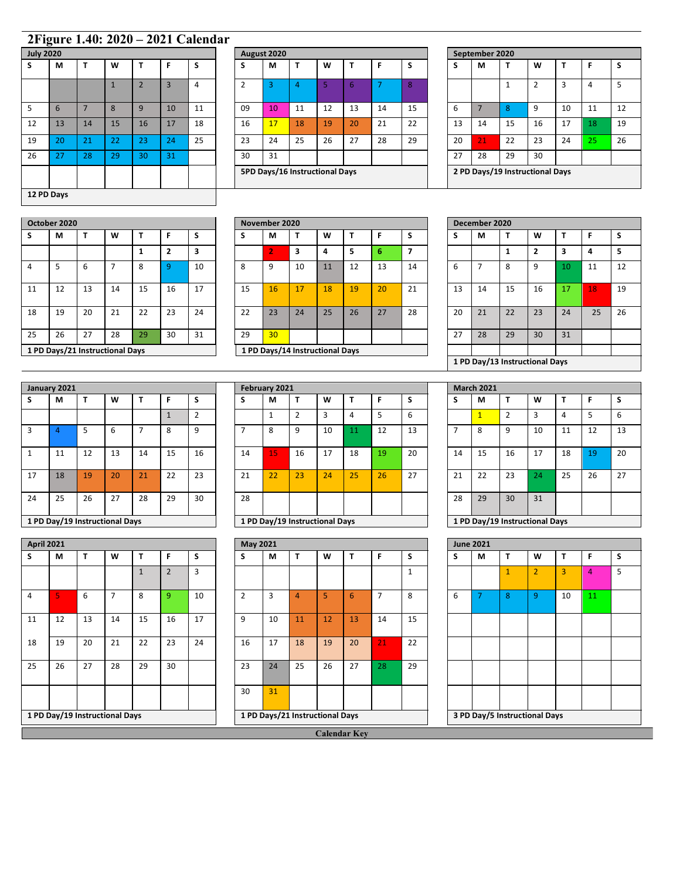# 2Figure 1.40: 2020 – 2021 Calendar

**July 2020**

| S | M | T | W | T | F | S |
|---|---|---|---|---|---|---|
| | | | 1 | 2 | 3 | 4 |
| 5 | 6 | 7 | 8 | 9 | 10 | 11 |
| 12 | 13 | 14 | 15 | 16 | 17 | 18 |
| 19 | 20 | 21 | 22 | 23 | 24 | 25 |
| 26 | 27 | 28 | 29 | 30 | 31 | |
| | | | | | | |

12 PD Days

**August 2020**

| S | M | T | W | T | F | S |
|---|---|---|---|---|---|---|
| 2 | 3 | 4 | 5 | 6 | 7 | 8 |
| 09 | 10 | 11 | 12 | 13 | 14 | 15 |
| 16 | 17 | 18 | 19 | 20 | 21 | 22 |
| 23 | 24 | 25 | 26 | 27 | 28 | 29 |
| 30 | 31 | | | | | |

5PD Days/16 Instructional Days

**September 2020**

| S | M | T | W | T | F | S |
|---|---|---|---|---|---|---|
| | | 1 | 2 | 3 | 4 | 5 |
| 6 | 7 | 8 | 9 | 10 | 11 | 12 |
| 13 | 14 | 15 | 16 | 17 | 18 | 19 |
| 20 | 21 | 22 | 23 | 24 | 25 | 26 |
| 27 | 28 | 29 | 30 | | | |

2 PD Days/19 Instructional Days

**October 2020**

| S | M | T | W | T | F | S |
|---|---|---|---|---|---|---|
| | | | | 1 | 2 | 3 |
| 4 | 5 | 6 | 7 | 8 | 9 | 10 |
| 11 | 12 | 13 | 14 | 15 | 16 | 17 |
| 18 | 19 | 20 | 21 | 22 | 23 | 24 |
| 25 | 26 | 27 | 28 | 29 | 30 | 31 |

1 PD Days/21 Instructional Days

**November 2020**

| S | M | T | W | T | F | S |
|---|---|---|---|---|---|---|
| | 2 | 3 | 4 | 5 | 6 | 7 |
| 8 | 9 | 10 | 11 | 12 | 13 | 14 |
| 15 | 16 | 17 | 18 | 19 | 20 | 21 |
| 22 | 23 | 24 | 25 | 26 | 27 | 28 |
| 29 | 30 | | | | | |

1 PD Days/14 Instructional Days

**December 2020**

| S | M | T | W | T | F | S |
|---|---|---|---|---|---|---|
| | | 1 | 2 | 3 | 4 | 5 |
| 6 | 7 | 8 | 9 | 10 | 11 | 12 |
| 13 | 14 | 15 | 16 | 17 | 18 | 19 |
| 20 | 21 | 22 | 23 | 24 | 25 | 26 |
| 27 | 28 | 29 | 30 | 31 | | |

1 PD Day/13 Instructional Days

**January 2021**

| S | M | T | W | T | F | S |
|---|---|---|---|---|---|---|
| | | | | | 1 | 2 |
| 3 | 4 | 5 | 6 | 7 | 8 | 9 |
| 1 | 11 | 12 | 13 | 14 | 15 | 16 |
| 17 | 18 | 19 | 20 | 21 | 22 | 23 |
| 24 | 25 | 26 | 27 | 28 | 29 | 30 |

1 PD Day/19 Instructional Days

**February 2021**

| S | M | T | W | T | F | S |
|---|---|---|---|---|---|---|
| | 1 | 2 | 3 | 4 | 5 | 6 |
| 7 | 8 | 9 | 10 | 11 | 12 | 13 |
| 14 | 15 | 16 | 17 | 18 | 19 | 20 |
| 21 | 22 | 23 | 24 | 25 | 26 | 27 |
| 28 | | | | | | |

1 PD Day/19 Instructional Days

**March 2021**

| S | M | T | W | T | F | S |
|---|---|---|---|---|---|---|
| | 1 | 2 | 3 | 4 | 5 | 6 |
| 7 | 8 | 9 | 10 | 11 | 12 | 13 |
| 14 | 15 | 16 | 17 | 18 | 19 | 20 |
| 21 | 22 | 23 | 24 | 25 | 26 | 27 |
| 28 | 29 | 30 | 31 | | | |

1 PD Day/19 Instructional Days

**April 2021**

| S | M | T | W | T | F | S |
|---|---|---|---|---|---|---|
| | | | | 1 | 2 | 3 |
| 4 | 5 | 6 | 7 | 8 | 9 | 10 |
| 11 | 12 | 13 | 14 | 15 | 16 | 17 |
| 18 | 19 | 20 | 21 | 22 | 23 | 24 |
| 25 | 26 | 27 | 28 | 29 | 30 | |

1 PD Day/19 Instructional Days

**May 2021**

| S | M | T | W | T | F | S |
|---|---|---|---|---|---|---|
| | | | | | | 1 |
| 2 | 3 | 4 | 5 | 6 | 7 | 8 |
| 9 | 10 | 11 | 12 | 13 | 14 | 15 |
| 16 | 17 | 18 | 19 | 20 | 21 | 22 |
| 23 | 24 | 25 | 26 | 27 | 28 | 29 |
| 30 | 31 | | | | | |

1 PD Days/21 Instructional Days

**June 2021**

| S | M | T | W | T | F | S |
|---|---|---|---|---|---|---|
| | | 1 | 2 | 3 | 4 | 5 |
| 6 | 7 | 8 | 9 | 10 | 11 | |

3 PD Day/5 Instructional Days

**Calendar Key**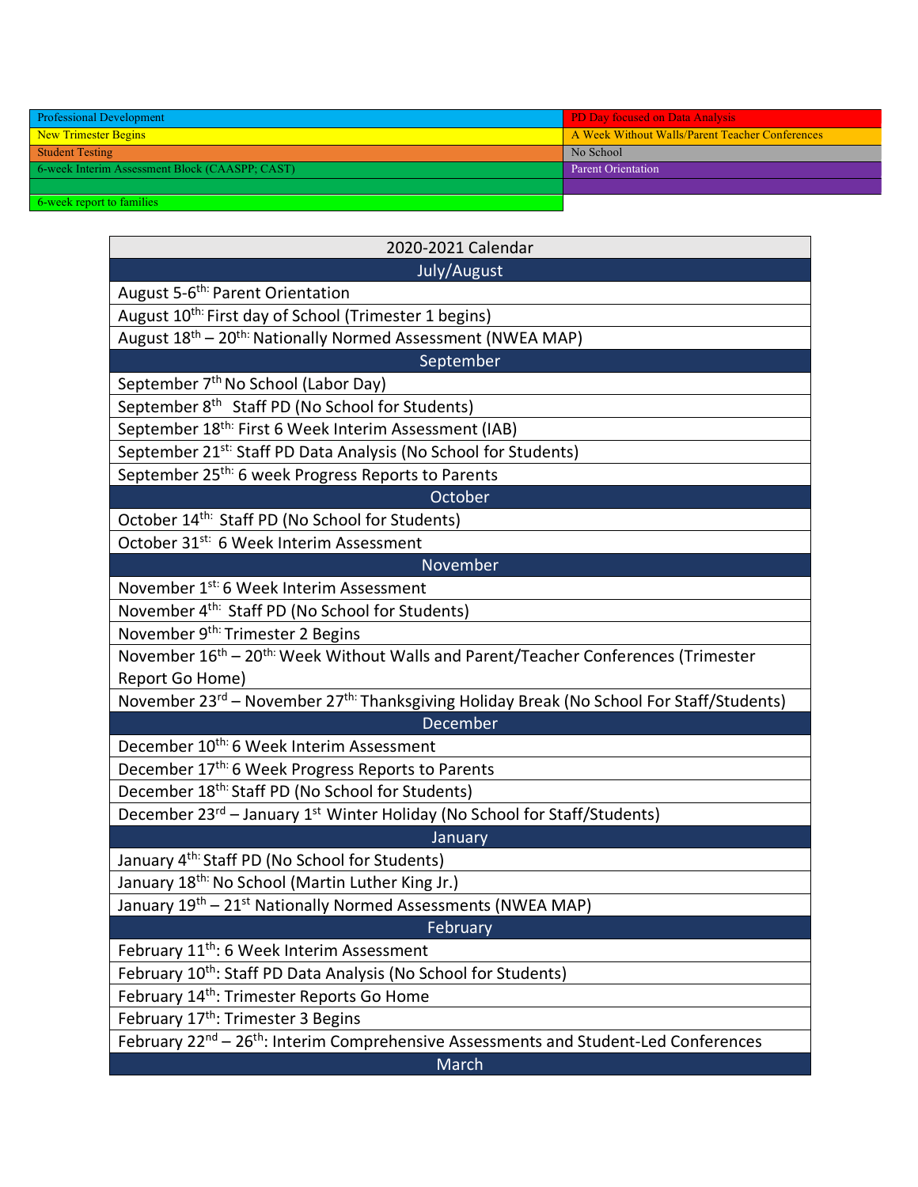| | |
|---|---|
| Professional Development | PD Day focused on Data Analysis |
| New Trimester Begins | A Week Without Walls/Parent Teacher Conferences |
| Student Testing | No School |
| 6-week Interim Assessment Block (CAASPP; CAST) | Parent Orientation |
| | |
| 6-week report to families | |

| 2020-2021 Calendar |
|---|
| **July/August** |
| August 5-6th: Parent Orientation |
| August 10th: First day of School (Trimester 1 begins) |
| August 18th – 20th: Nationally Normed Assessment (NWEA MAP) |
| **September** |
| September 7th No School (Labor Day) |
| September 8th Staff PD (No School for Students) |
| September 18th: First 6 Week Interim Assessment (IAB) |
| September 21st: Staff PD Data Analysis (No School for Students) |
| September 25th: 6 week Progress Reports to Parents |
| **October** |
| October 14th: Staff PD (No School for Students) |
| October 31st: 6 Week Interim Assessment |
| **November** |
| November 1st: 6 Week Interim Assessment |
| November 4th: Staff PD (No School for Students) |
| November 9th: Trimester 2 Begins |
| November 16th – 20th: Week Without Walls and Parent/Teacher Conferences (Trimester Report Go Home) |
| November 23rd – November 27th: Thanksgiving Holiday Break (No School For Staff/Students) |
| **December** |
| December 10th: 6 Week Interim Assessment |
| December 17th: 6 Week Progress Reports to Parents |
| December 18th: Staff PD (No School for Students) |
| December 23rd – January 1st Winter Holiday (No School for Staff/Students) |
| **January** |
| January 4th: Staff PD (No School for Students) |
| January 18th: No School (Martin Luther King Jr.) |
| January 19th – 21st Nationally Normed Assessments (NWEA MAP) |
| **February** |
| February 11th: 6 Week Interim Assessment |
| February 10th: Staff PD Data Analysis (No School for Students) |
| February 14th: Trimester Reports Go Home |
| February 17th: Trimester 3 Begins |
| February 22nd – 26th: Interim Comprehensive Assessments and Student-Led Conferences |
| **March** |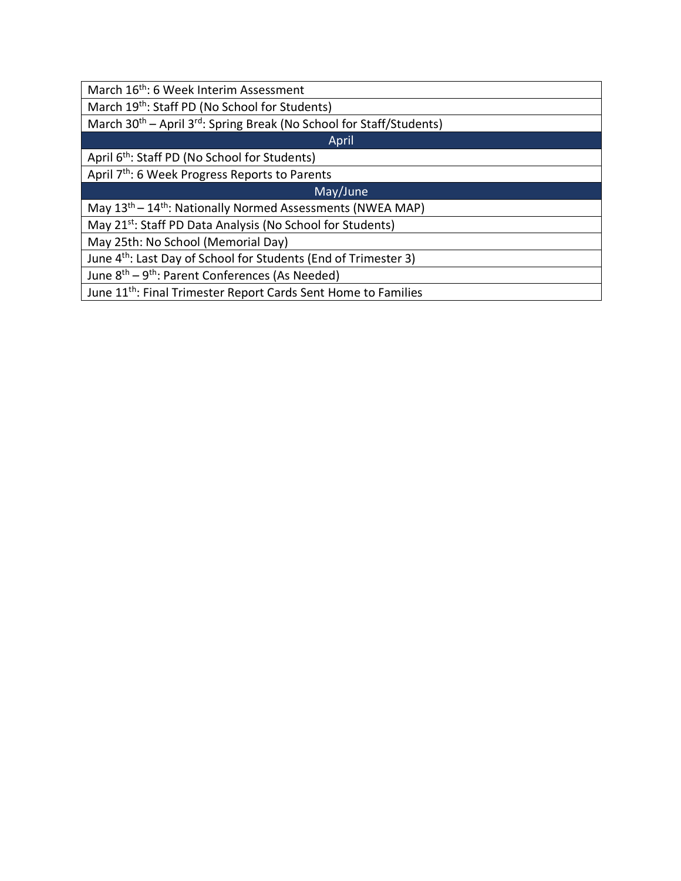| |
|---|
| March 16th: 6 Week Interim Assessment |
| March 19th: Staff PD (No School for Students) |
| March 30th – April 3rd: Spring Break (No School for Staff/Students) |
| April |
| April 6th: Staff PD (No School for Students) |
| April 7th: 6 Week Progress Reports to Parents |
| May/June |
| May 13th – 14th: Nationally Normed Assessments (NWEA MAP) |
| May 21st: Staff PD Data Analysis (No School for Students) |
| May 25th: No School (Memorial Day) |
| June 4th: Last Day of School for Students (End of Trimester 3) |
| June 8th – 9th: Parent Conferences (As Needed) |
| June 11th: Final Trimester Report Cards Sent Home to Families |